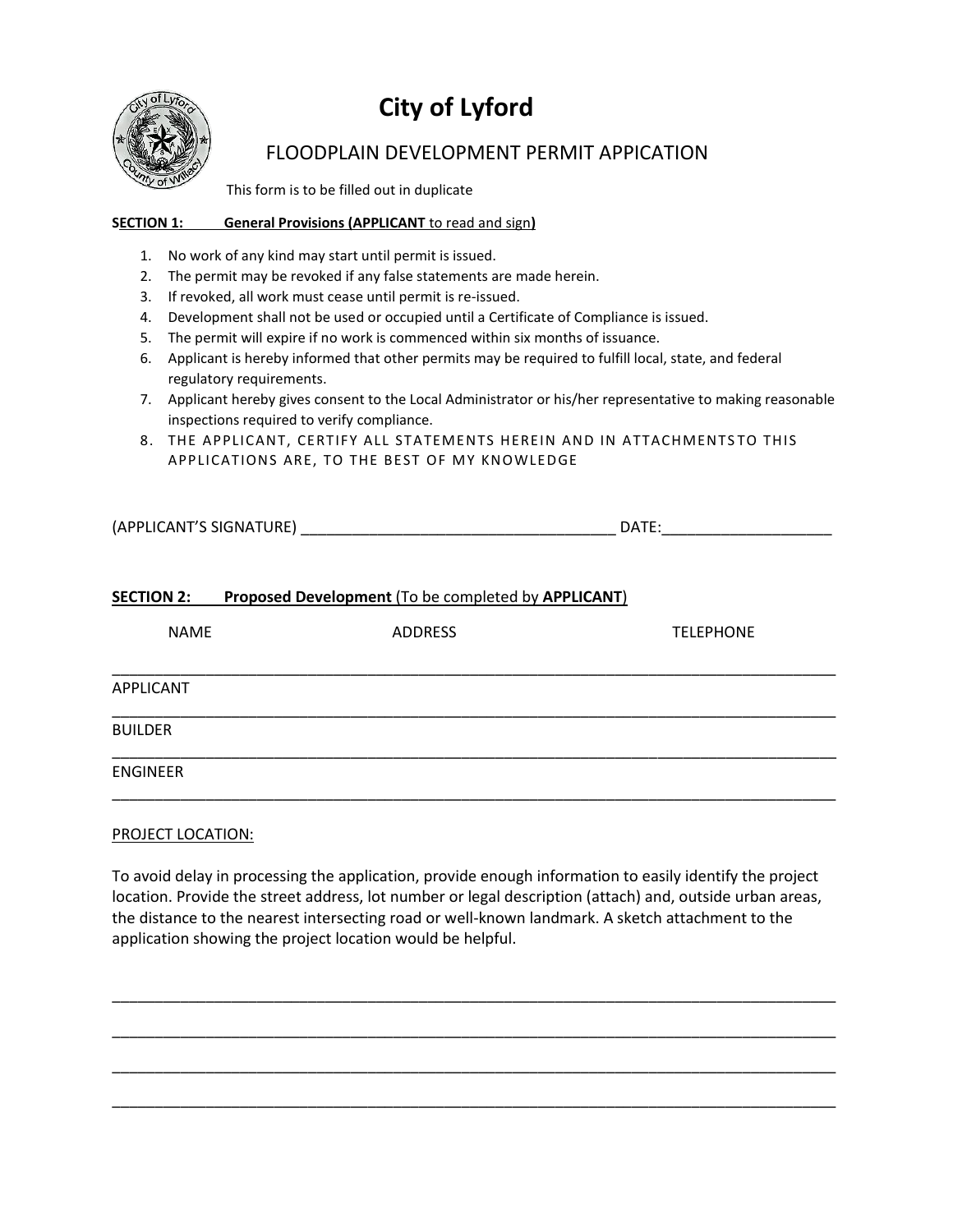# City of Lyford

## FLOODPLAIN DEVELOPMENT PERMIT APPICATION

This form is to be filled out in duplicate

**SECTION 1: General Provisions (APPLICANT** to read and sign**)**

1. No work of any kind may start until permit is issued.
2. The permit may be revoked if any false statements are made herein.
3. If revoked, all work must cease until permit is re-issued.
4. Development shall not be used or occupied until a Certificate of Compliance is issued.
5. The permit will expire if no work is commenced within six months of issuance.
6. Applicant is hereby informed that other permits may be required to fulfill local, state, and federal regulatory requirements.
7. Applicant hereby gives consent to the Local Administrator or his/her representative to making reasonable inspections required to verify compliance.
8. THE APPLICANT, CERTIFY ALL STATEMENTS HEREIN AND IN ATTACHMENTSTO THIS APPLICATIONS ARE, TO THE BEST OF MY KNOWLEDGE

(APPLICANT'S SIGNATURE) ____________________________________ DATE:___________________

**SECTION 2: Proposed Development** (To be completed by **APPLICANT**)

| | NAME | ADDRESS | TELEPHONE |
|---|---|---|---|
| APPLICANT | | | |
| BUILDER | | | |
| ENGINEER | | | |

PROJECT LOCATION:

To avoid delay in processing the application, provide enough information to easily identify the project location. Provide the street address, lot number or legal description (attach) and, outside urban areas, the distance to the nearest intersecting road or well-known landmark. A sketch attachment to the application showing the project location would be helpful.

_______________________________________________________________________________

_______________________________________________________________________________

_______________________________________________________________________________

_______________________________________________________________________________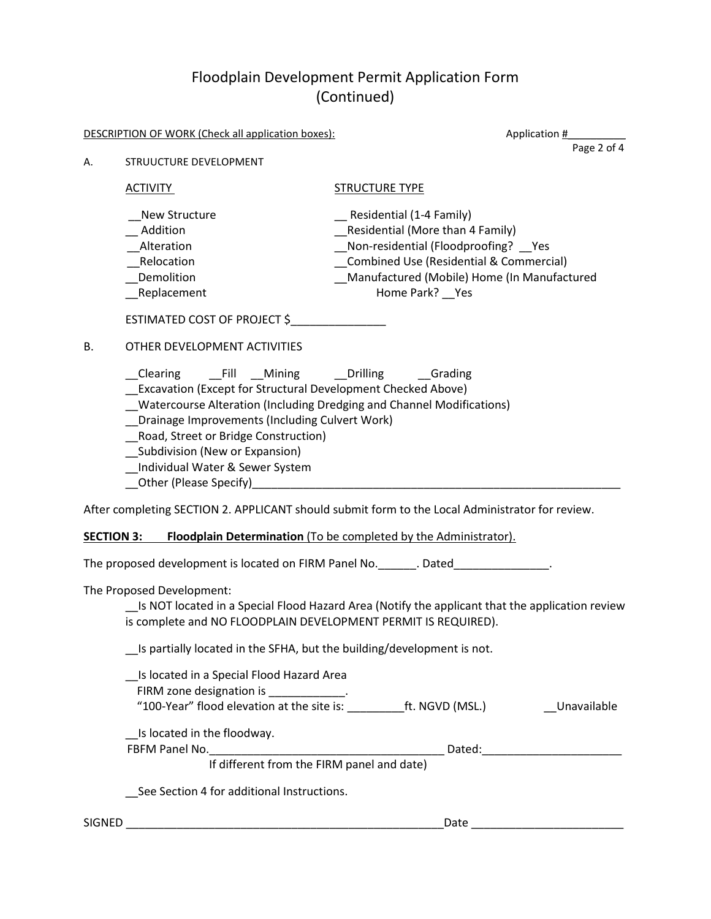# Floodplain Development Permit Application Form (Continued)

DESCRIPTION OF WORK (Check all application boxes): Application #__________

A. STRUUCTURE DEVELOPMENT

| ACTIVITY | STRUCTURE TYPE |
|---|---|
| __New Structure | __ Residential (1-4 Family) |
| __ Addition | __Residential (More than 4 Family) |
| __Alteration | __Non-residential (Floodproofing? __Yes |
| __Relocation | __Combined Use (Residential & Commercial) |
| __Demolition | __Manufactured (Mobile) Home (In Manufactured Home Park? __Yes |
| __Replacement | |

ESTIMATED COST OF PROJECT $_______________

B. OTHER DEVELOPMENT ACTIVITIES

__Clearing __Fill __Mining __Drilling __Grading
__Excavation (Except for Structural Development Checked Above)
__Watercourse Alteration (Including Dredging and Channel Modifications)
__Drainage Improvements (Including Culvert Work)
__Road, Street or Bridge Construction)
__Subdivision (New or Expansion)
__Individual Water & Sewer System
__Other (Please Specify)_____________________________________________________________

After completing SECTION 2. APPLICANT should submit form to the Local Administrator for review.

**SECTION 3: Floodplain Determination** (To be completed by the Administrator).

The proposed development is located on FIRM Panel No.______. Dated_______________.

The Proposed Development:

__Is NOT located in a Special Flood Hazard Area (Notify the applicant that the application review is complete and NO FLOODPLAIN DEVELOPMENT PERMIT IS REQUIRED).

__Is partially located in the SFHA, but the building/development is not.

__Is located in a Special Flood Hazard Area
FIRM zone designation is ____________.
"100-Year" flood elevation at the site is: _________ft. NGVD (MSL.) __Unavailable

__Is located in the floodway.
FBFM Panel No._____________________________________ Dated:_____________________
If different from the FIRM panel and date)

__See Section 4 for additional Instructions.

SIGNED __________________________________________________Date ________________________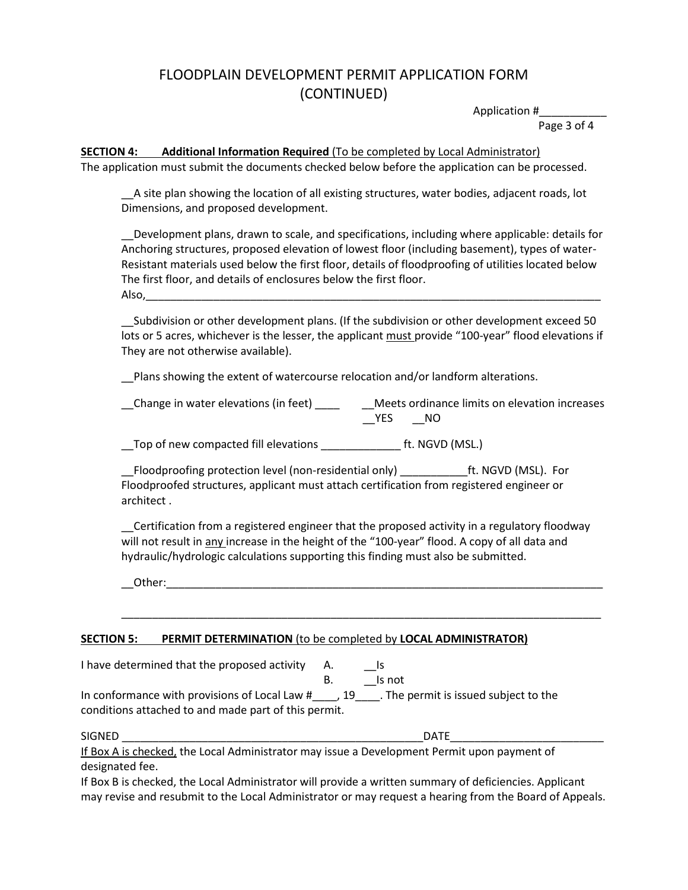# FLOODPLAIN DEVELOPMENT PERMIT APPLICATION FORM (CONTINUED)

Application #___________

**SECTION 4: Additional Information Required** (To be completed by Local Administrator)

The application must submit the documents checked below before the application can be processed.

__A site plan showing the location of all existing structures, water bodies, adjacent roads, lot Dimensions, and proposed development.

__Development plans, drawn to scale, and specifications, including where applicable: details for Anchoring structures, proposed elevation of lowest floor (including basement), types of water-Resistant materials used below the first floor, details of floodproofing of utilities located below The first floor, and details of enclosures below the first floor.
Also,_______________________________________________________________________________

__Subdivision or other development plans. (If the subdivision or other development exceed 50 lots or 5 acres, whichever is the lesser, the applicant must provide "100-year" flood elevations if They are not otherwise available).

__Plans showing the extent of watercourse relocation and/or landform alterations.

__Change in water elevations (in feet) ____ __Meets ordinance limits on elevation increases __YES __NO

__Top of new compacted fill elevations _____________ ft. NGVD (MSL.)

__Floodproofing protection level (non-residential only) ___________ft. NGVD (MSL). For Floodproofed structures, applicant must attach certification from registered engineer or architect .

__Certification from a registered engineer that the proposed activity in a regulatory floodway will not result in any increase in the height of the "100-year" flood. A copy of all data and hydraulic/hydrologic calculations supporting this finding must also be submitted.

__Other:___________________________________________________________________________

_________________________________________________________________________________

**SECTION 5: PERMIT DETERMINATION** (to be completed by **LOCAL ADMINISTRATOR)**

I have determined that the proposed activity A. __Is
B. __Is not

In conformance with provisions of Local Law #____, 19____. The permit is issued subject to the conditions attached to and made part of this permit.

SIGNED ___________________________________________________DATE_________________________

If Box A is checked, the Local Administrator may issue a Development Permit upon payment of designated fee.

If Box B is checked, the Local Administrator will provide a written summary of deficiencies. Applicant may revise and resubmit to the Local Administrator or may request a hearing from the Board of Appeals.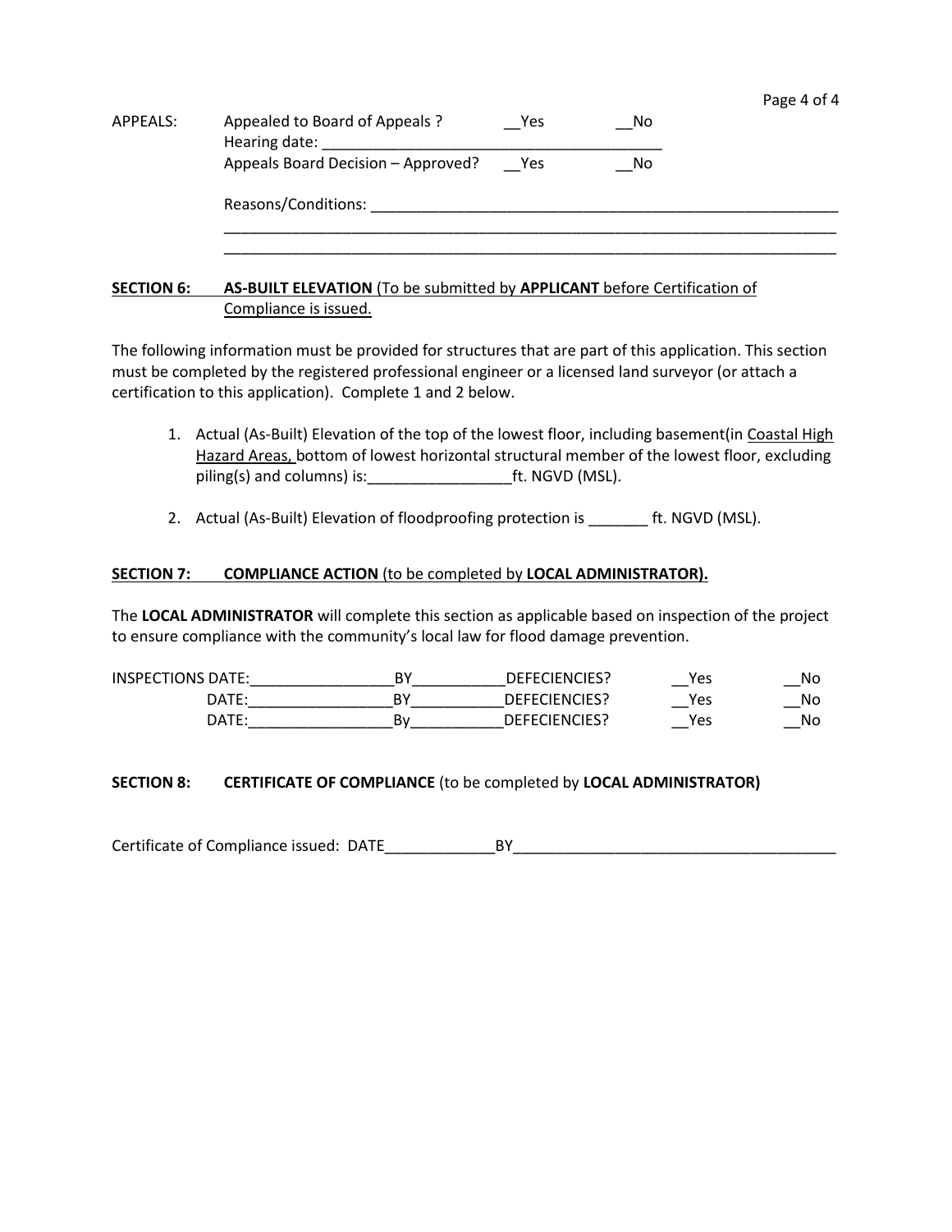APPEALS: Appealed to Board of Appeals ? __Yes __No

Hearing date: ________________________________________

Appeals Board Decision – Approved? __Yes __No

Reasons/Conditions: ___________________________________________________________

_____________________________________________________________________________

_____________________________________________________________________________

**SECTION 6:** **AS-BUILT ELEVATION** (To be submitted by **APPLICANT** before Certification of Compliance is issued.

The following information must be provided for structures that are part of this application. This section must be completed by the registered professional engineer or a licensed land surveyor (or attach a certification to this application). Complete 1 and 2 below.

1. Actual (As-Built) Elevation of the top of the lowest floor, including basement(in Coastal High Hazard Areas, bottom of lowest horizontal structural member of the lowest floor, excluding piling(s) and columns) is:_________________ft. NGVD (MSL).
2. Actual (As-Built) Elevation of floodproofing protection is _______ ft. NGVD (MSL).

**SECTION 7:** **COMPLIANCE ACTION** (to be completed by **LOCAL ADMINISTRATOR).**

The **LOCAL ADMINISTRATOR** will complete this section as applicable based on inspection of the project to ensure compliance with the community's local law for flood damage prevention.

INSPECTIONS DATE:_________________BY___________DEFECIENCIES? __Yes __No

DATE:_________________BY___________DEFECIENCIES? __Yes __No

DATE:_________________By___________DEFECIENCIES? __Yes __No

**SECTION 8:** **CERTIFICATE OF COMPLIANCE** (to be completed by **LOCAL ADMINISTRATOR)**

Certificate of Compliance issued: DATE_____________BY_______________________________________